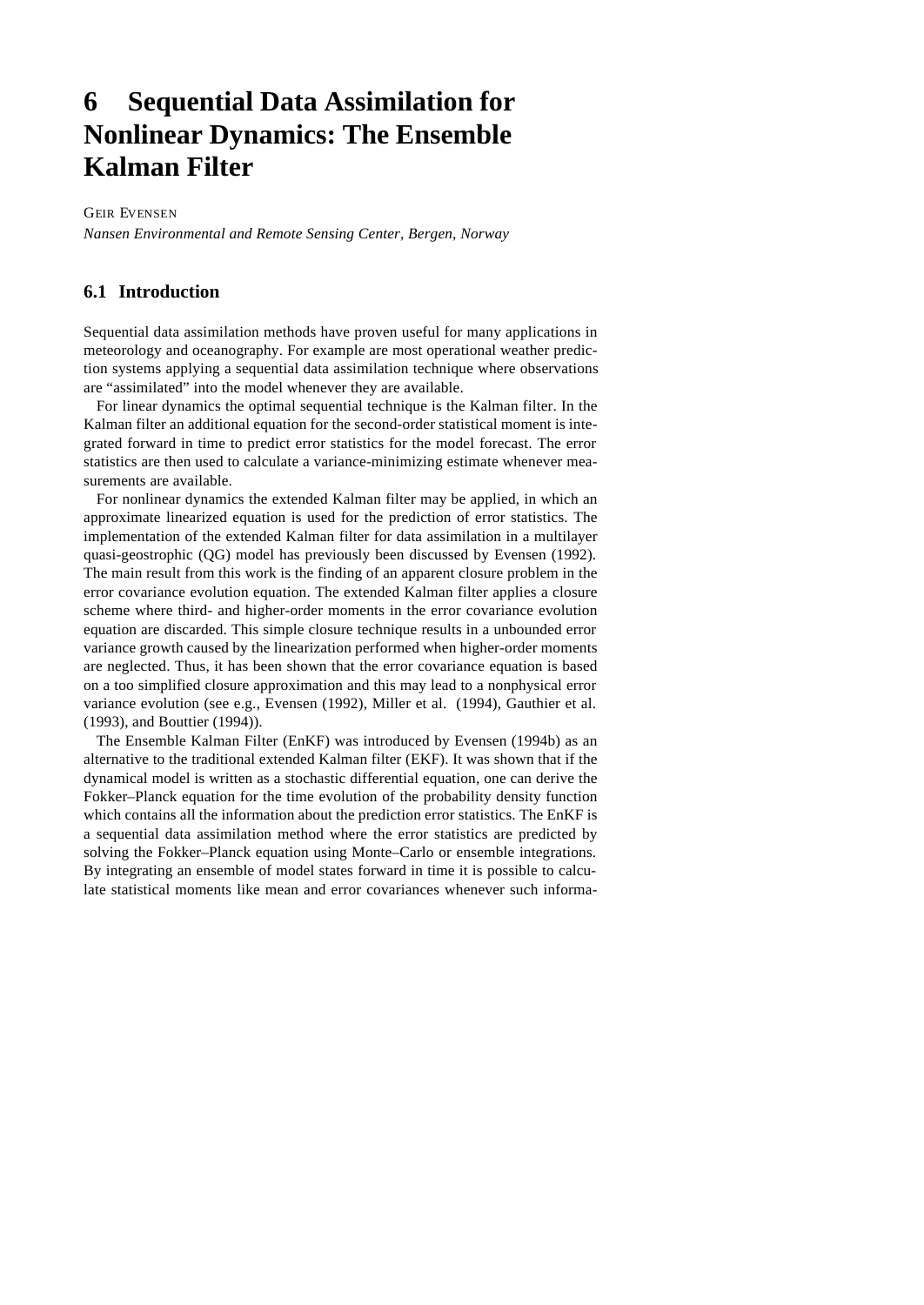# 6 Sequential Data Assimilation for Nonlinear Dynamics: The Ensemble Kalman Filter

GEIR EVENSEN

*Nansen Environmental and Remote Sensing Center, Bergen, Norway*

## 6.1 Introduction

Sequential data assimilation methods have proven useful for many applications in meteorology and oceanography. For example are most operational weather prediction systems applying a sequential data assimilation technique where observations are "assimilated" into the model whenever they are available.

For linear dynamics the optimal sequential technique is the Kalman filter. In the Kalman filter an additional equation for the second-order statistical moment is integrated forward in time to predict error statistics for the model forecast. The error statistics are then used to calculate a variance-minimizing estimate whenever measurements are available.

For nonlinear dynamics the extended Kalman filter may be applied, in which an approximate linearized equation is used for the prediction of error statistics. The implementation of the extended Kalman filter for data assimilation in a multilayer quasi-geostrophic (QG) model has previously been discussed by Evensen (1992). The main result from this work is the finding of an apparent closure problem in the error covariance evolution equation. The extended Kalman filter applies a closure scheme where third- and higher-order moments in the error covariance evolution equation are discarded. This simple closure technique results in a unbounded error variance growth caused by the linearization performed when higher-order moments are neglected. Thus, it has been shown that the error covariance equation is based on a too simplified closure approximation and this may lead to a nonphysical error variance evolution (see e.g., Evensen (1992), Miller et al. (1994), Gauthier et al. (1993), and Bouttier (1994)).

The Ensemble Kalman Filter (EnKF) was introduced by Evensen (1994b) as an alternative to the traditional extended Kalman filter (EKF). It was shown that if the dynamical model is written as a stochastic differential equation, one can derive the Fokker–Planck equation for the time evolution of the probability density function which contains all the information about the prediction error statistics. The EnKF is a sequential data assimilation method where the error statistics are predicted by solving the Fokker–Planck equation using Monte–Carlo or ensemble integrations. By integrating an ensemble of model states forward in time it is possible to calculate statistical moments like mean and error covariances whenever such informa-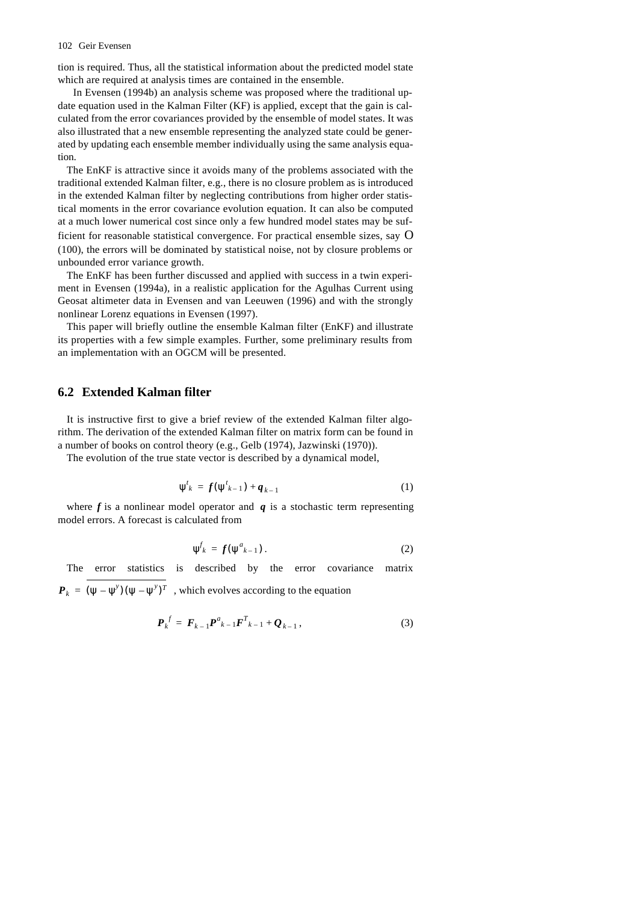tion is required. Thus, all the statistical information about the predicted model state which are required at analysis times are contained in the ensemble.

In Evensen (1994b) an analysis scheme was proposed where the traditional update equation used in the Kalman Filter (KF) is applied, except that the gain is calculated from the error covariances provided by the ensemble of model states. It was also illustrated that a new ensemble representing the analyzed state could be generated by updating each ensemble member individually using the same analysis equation.

The EnKF is attractive since it avoids many of the problems associated with the traditional extended Kalman filter, e.g., there is no closure problem as is introduced in the extended Kalman filter by neglecting contributions from higher order statistical moments in the error covariance evolution equation. It can also be computed at a much lower numerical cost since only a few hundred model states may be sufficient for reasonable statistical convergence. For practical ensemble sizes, say $O(100)$, the errors will be dominated by statistical noise, not by closure problems or unbounded error variance growth.

The EnKF has been further discussed and applied with success in a twin experiment in Evensen (1994a), in a realistic application for the Agulhas Current using Geosat altimeter data in Evensen and van Leeuwen (1996) and with the strongly nonlinear Lorenz equations in Evensen (1997).

This paper will briefly outline the ensemble Kalman filter (EnKF) and illustrate its properties with a few simple examples. Further, some preliminary results from an implementation with an OGCM will be presented.

## 6.2 Extended Kalman filter

It is instructive first to give a brief review of the extended Kalman filter algorithm. The derivation of the extended Kalman filter on matrix form can be found in a number of books on control theory (e.g., Gelb (1974), Jazwinski (1970)).

The evolution of the true state vector is described by a dynamical model,

$$\psi^t_k = \boldsymbol{f}(\psi^t_{k-1}) + \boldsymbol{q}_{k-1} \tag{1}$$

where $\boldsymbol{f}$ is a nonlinear model operator and $\boldsymbol{q}$ is a stochastic term representing model errors. A forecast is calculated from

$$\psi^f_k = \boldsymbol{f}(\psi^a_{k-1}). \tag{2}$$

The error statistics is described by the error covariance matrix $\boldsymbol{P}_k = \overline{(\psi - \psi^y)(\psi - \psi^y)^T}$ , which evolves according to the equation

$$\boldsymbol{P}_k^f = \boldsymbol{F}_{k-1}\boldsymbol{P}^a_{k-1}\boldsymbol{F}^T_{k-1} + \boldsymbol{Q}_{k-1}, \tag{3}$$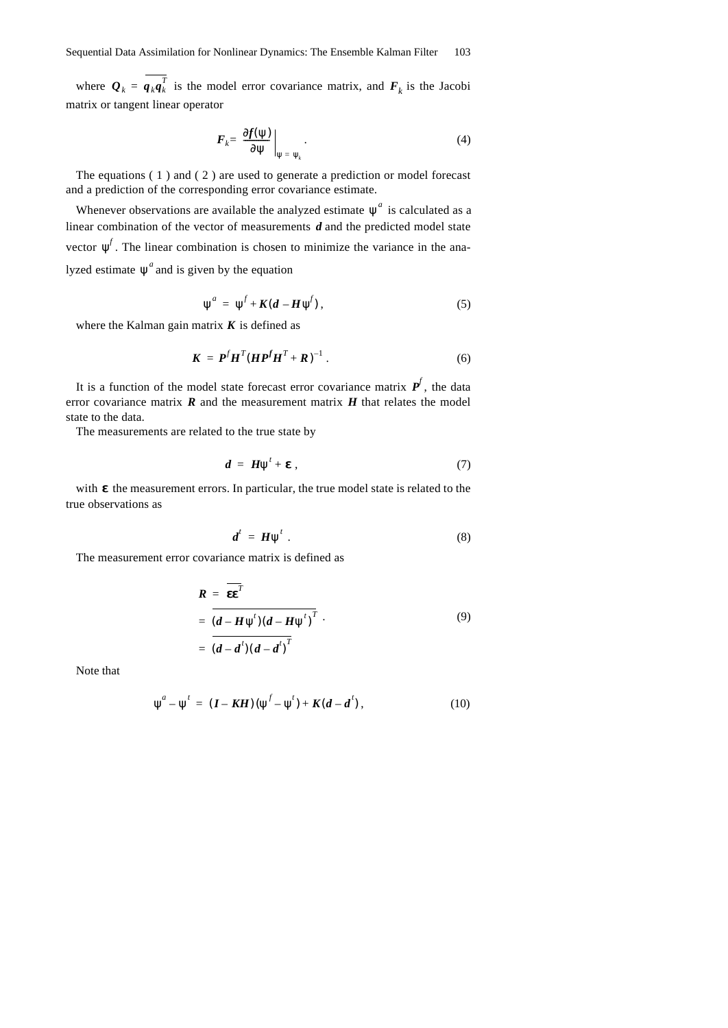where $\boldsymbol{Q}_k = \overline{\boldsymbol{q}_k \boldsymbol{q}_k^T}$ is the model error covariance matrix, and $\boldsymbol{F}_k$ is the Jacobi matrix or tangent linear operator

$$\boldsymbol{F}_k = \left.\frac{\partial \boldsymbol{f}(\psi)}{\partial \psi}\right|_{\psi = \psi_k} . \tag{4}$$

The equations ( 1 ) and ( 2 ) are used to generate a prediction or model forecast and a prediction of the corresponding error covariance estimate.

Whenever observations are available the analyzed estimate $\psi^a$ is calculated as a linear combination of the vector of measurements $\boldsymbol{d}$ and the predicted model state vector $\psi^f$. The linear combination is chosen to minimize the variance in the analyzed estimate $\psi^a$ and is given by the equation

$$\psi^a = \psi^f + \boldsymbol{K}(\boldsymbol{d} - \boldsymbol{H}\psi^f), \tag{5}$$

where the Kalman gain matrix $\boldsymbol{K}$ is defined as

$$\boldsymbol{K} = \boldsymbol{P}^f \boldsymbol{H}^T (\boldsymbol{H}\boldsymbol{P}^f \boldsymbol{H}^T + \boldsymbol{R})^{-1} . \tag{6}$$

It is a function of the model state forecast error covariance matrix $\boldsymbol{P}^f$, the data error covariance matrix $\boldsymbol{R}$ and the measurement matrix $\boldsymbol{H}$ that relates the model state to the data.

The measurements are related to the true state by

$$\boldsymbol{d} = \boldsymbol{H}\psi^t + \boldsymbol{\varepsilon} , \tag{7}$$

with $\boldsymbol{\varepsilon}$ the measurement errors. In particular, the true model state is related to the true observations as

$$\boldsymbol{d}^t = \boldsymbol{H}\psi^t . \tag{8}$$

The measurement error covariance matrix is defined as

$$\begin{aligned} \boldsymbol{R} &= \overline{\boldsymbol{\varepsilon}\boldsymbol{\varepsilon}^T} \\ &= \overline{(\boldsymbol{d} - \boldsymbol{H}\psi^t)(\boldsymbol{d} - \boldsymbol{H}\psi^t)^T} \\ &= \overline{(\boldsymbol{d} - \boldsymbol{d}^t)(\boldsymbol{d} - \boldsymbol{d}^t)^T} \end{aligned} . \tag{9}$$

Note that

$$\psi^a - \psi^t = (\boldsymbol{I} - \boldsymbol{K}\boldsymbol{H})(\psi^f - \psi^t) + \boldsymbol{K}(\boldsymbol{d} - \boldsymbol{d}^t), \tag{10}$$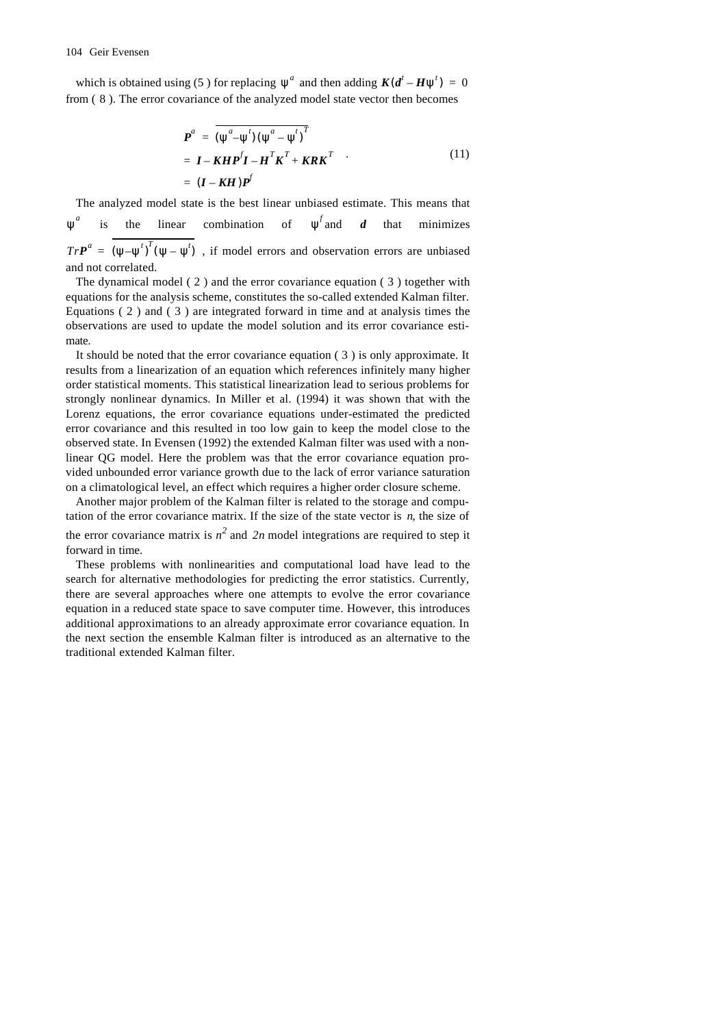which is obtained using (5 ) for replacing $\psi^a$ and then adding $\boldsymbol{K}(\boldsymbol{d}^t - \boldsymbol{H}\psi^t) = 0$ from ( 8 ). The error covariance of the analyzed model state vector then becomes

$$
\begin{aligned}
\boldsymbol{P}^a &= \overline{(\psi^a - \psi^t)(\psi^a - \psi^t)^T} \\
&= \boldsymbol{I} - \boldsymbol{KHP}^f\boldsymbol{I} - \boldsymbol{H}^T\boldsymbol{K}^T + \boldsymbol{KRK}^T \\
&= (\boldsymbol{I} - \boldsymbol{KH})\boldsymbol{P}^f
\end{aligned}
\quad . \tag{11}
$$

The analyzed model state is the best linear unbiased estimate. This means that $\psi^a$ is the linear combination of $\psi^f$ and $\boldsymbol{d}$ that minimizes $Tr\boldsymbol{P}^a = \overline{(\psi - \psi^t)^T(\psi - \psi^t)}$ , if model errors and observation errors are unbiased and not correlated.

The dynamical model ( 2 ) and the error covariance equation ( 3 ) together with equations for the analysis scheme, constitutes the so-called extended Kalman filter. Equations ( 2 ) and ( 3 ) are integrated forward in time and at analysis times the observations are used to update the model solution and its error covariance estimate.

It should be noted that the error covariance equation ( 3 ) is only approximate. It results from a linearization of an equation which references infinitely many higher order statistical moments. This statistical linearization lead to serious problems for strongly nonlinear dynamics. In Miller et al. (1994) it was shown that with the Lorenz equations, the error covariance equations under-estimated the predicted error covariance and this resulted in too low gain to keep the model close to the observed state. In Evensen (1992) the extended Kalman filter was used with a nonlinear QG model. Here the problem was that the error covariance equation provided unbounded error variance growth due to the lack of error variance saturation on a climatological level, an effect which requires a higher order closure scheme.

Another major problem of the Kalman filter is related to the storage and computation of the error covariance matrix. If the size of the state vector is $n$, the size of the error covariance matrix is $n^2$ and $2n$ model integrations are required to step it forward in time.

These problems with nonlinearities and computational load have lead to the search for alternative methodologies for predicting the error statistics. Currently, there are several approaches where one attempts to evolve the error covariance equation in a reduced state space to save computer time. However, this introduces additional approximations to an already approximate error covariance equation. In the next section the ensemble Kalman filter is introduced as an alternative to the traditional extended Kalman filter.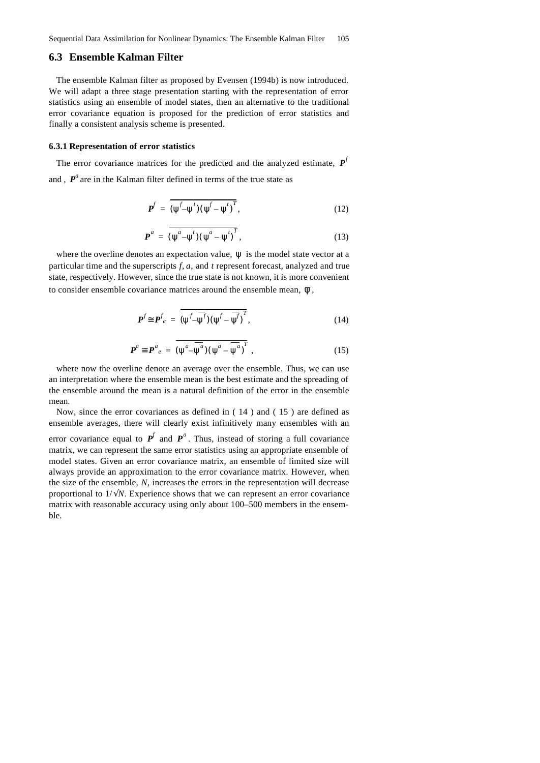## 6.3 Ensemble Kalman Filter

The ensemble Kalman filter as proposed by Evensen (1994b) is now introduced. We will adapt a three stage presentation starting with the representation of error statistics using an ensemble of model states, then an alternative to the traditional error covariance equation is proposed for the prediction of error statistics and finally a consistent analysis scheme is presented.

### 6.3.1 Representation of error statistics

The error covariance matrices for the predicted and the analyzed estimate, $\boldsymbol{P}^f$ and , $\boldsymbol{P}^a$ are in the Kalman filter defined in terms of the true state as

$$\boldsymbol{P}^f = \overline{(\psi^f - \psi^t)(\psi^f - \psi^t)^T}, \tag{12}$$

$$\boldsymbol{P}^a = \overline{(\psi^a - \psi^t)(\psi^a - \psi^t)^T}, \tag{13}$$

where the overline denotes an expectation value, $\psi$ is the model state vector at a particular time and the superscripts $f$, $a$, and $t$ represent forecast, analyzed and true state, respectively. However, since the true state is not known, it is more convenient to consider ensemble covariance matrices around the ensemble mean, $\overline{\psi}$,

$$\boldsymbol{P}^f \cong \boldsymbol{P}^f_e = \overline{(\psi^f - \overline{\psi^f})(\psi^f - \overline{\psi^f})^T}, \tag{14}$$

$$\boldsymbol{P}^a \cong \boldsymbol{P}^a_e = \overline{(\psi^a - \overline{\psi^a})(\psi^a - \overline{\psi^a})^T}, \tag{15}$$

where now the overline denote an average over the ensemble. Thus, we can use an interpretation where the ensemble mean is the best estimate and the spreading of the ensemble around the mean is a natural definition of the error in the ensemble mean.

Now, since the error covariances as defined in ( 14 ) and ( 15 ) are defined as ensemble averages, there will clearly exist infinitively many ensembles with an error covariance equal to $\boldsymbol{P}^f$ and $\boldsymbol{P}^a$. Thus, instead of storing a full covariance matrix, we can represent the same error statistics using an appropriate ensemble of model states. Given an error covariance matrix, an ensemble of limited size will always provide an approximation to the error covariance matrix. However, when the size of the ensemble, $N$, increases the errors in the representation will decrease proportional to $1/\sqrt{N}$. Experience shows that we can represent an error covariance matrix with reasonable accuracy using only about 100–500 members in the ensemble.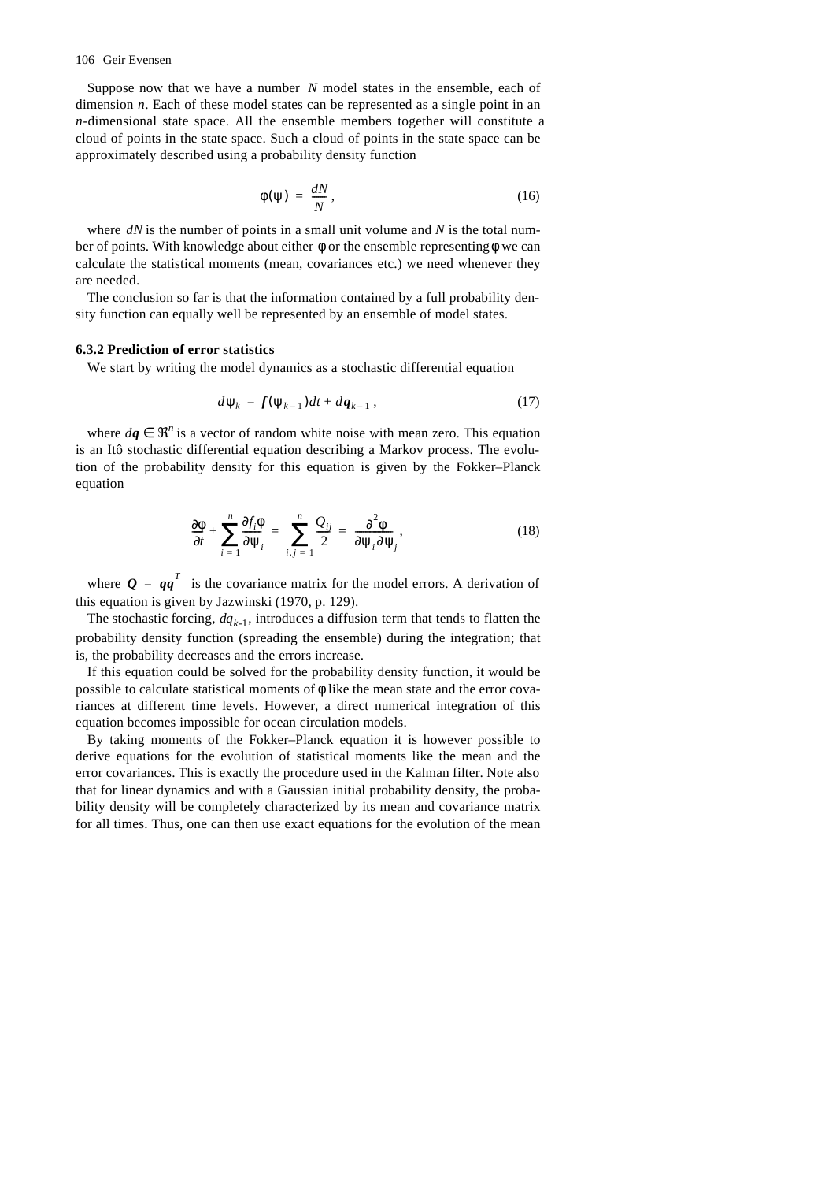Suppose now that we have a number $N$ model states in the ensemble, each of dimension $n$. Each of these model states can be represented as a single point in an $n$-dimensional state space. All the ensemble members together will constitute a cloud of points in the state space. Such a cloud of points in the state space can be approximately described using a probability density function

$$\phi(\psi) = \frac{dN}{N}, \tag{16}$$

where $dN$ is the number of points in a small unit volume and $N$ is the total number of points. With knowledge about either $\phi$ or the ensemble representing $\phi$ we can calculate the statistical moments (mean, covariances etc.) we need whenever they are needed.

The conclusion so far is that the information contained by a full probability density function can equally well be represented by an ensemble of model states.

### 6.3.2 Prediction of error statistics

We start by writing the model dynamics as a stochastic differential equation

$$d\psi_k = \boldsymbol{f}(\psi_{k-1})dt + d\boldsymbol{q}_{k-1}, \tag{17}$$

where $d\boldsymbol{q} \in \Re^n$ is a vector of random white noise with mean zero. This equation is an Itô stochastic differential equation describing a Markov process. The evolution of the probability density for this equation is given by the Fokker–Planck equation

$$\frac{\partial \phi}{\partial t} + \sum_{i=1}^{n} \frac{\partial f_i \phi}{\partial \psi_i} = \sum_{i,j=1}^{n} \frac{Q_{ij}}{2} = \frac{\partial^2 \phi}{\partial \psi_i \partial \psi_j}, \tag{18}$$

where $\boldsymbol{Q} = \overline{\boldsymbol{q}\boldsymbol{q}^T}$ is the covariance matrix for the model errors. A derivation of this equation is given by Jazwinski (1970, p. 129).

The stochastic forcing, $dq_{k-1}$, introduces a diffusion term that tends to flatten the probability density function (spreading the ensemble) during the integration; that is, the probability decreases and the errors increase.

If this equation could be solved for the probability density function, it would be possible to calculate statistical moments of $\phi$ like the mean state and the error covariances at different time levels. However, a direct numerical integration of this equation becomes impossible for ocean circulation models.

By taking moments of the Fokker–Planck equation it is however possible to derive equations for the evolution of statistical moments like the mean and the error covariances. This is exactly the procedure used in the Kalman filter. Note also that for linear dynamics and with a Gaussian initial probability density, the probability density will be completely characterized by its mean and covariance matrix for all times. Thus, one can then use exact equations for the evolution of the mean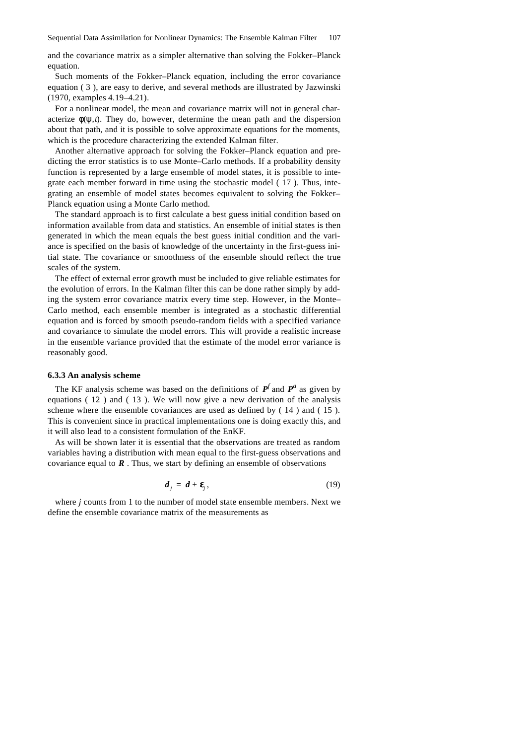and the covariance matrix as a simpler alternative than solving the Fokker–Planck equation.

Such moments of the Fokker–Planck equation, including the error covariance equation ( 3 ), are easy to derive, and several methods are illustrated by Jazwinski (1970, examples 4.19–4.21).

For a nonlinear model, the mean and covariance matrix will not in general characterize $\phi(\psi,t)$. They do, however, determine the mean path and the dispersion about that path, and it is possible to solve approximate equations for the moments, which is the procedure characterizing the extended Kalman filter.

Another alternative approach for solving the Fokker–Planck equation and predicting the error statistics is to use Monte–Carlo methods. If a probability density function is represented by a large ensemble of model states, it is possible to integrate each member forward in time using the stochastic model ( 17 ). Thus, integrating an ensemble of model states becomes equivalent to solving the Fokker–Planck equation using a Monte Carlo method.

The standard approach is to first calculate a best guess initial condition based on information available from data and statistics. An ensemble of initial states is then generated in which the mean equals the best guess initial condition and the variance is specified on the basis of knowledge of the uncertainty in the first-guess initial state. The covariance or smoothness of the ensemble should reflect the true scales of the system.

The effect of external error growth must be included to give reliable estimates for the evolution of errors. In the Kalman filter this can be done rather simply by adding the system error covariance matrix every time step. However, in the Monte–Carlo method, each ensemble member is integrated as a stochastic differential equation and is forced by smooth pseudo-random fields with a specified variance and covariance to simulate the model errors. This will provide a realistic increase in the ensemble variance provided that the estimate of the model error variance is reasonably good.

### 6.3.3 An analysis scheme

The KF analysis scheme was based on the definitions of $\boldsymbol{P}^f$ and $\boldsymbol{P}^a$ as given by equations ( 12 ) and ( 13 ). We will now give a new derivation of the analysis scheme where the ensemble covariances are used as defined by ( 14 ) and ( 15 ). This is convenient since in practical implementations one is doing exactly this, and it will also lead to a consistent formulation of the EnKF.

As will be shown later it is essential that the observations are treated as random variables having a distribution with mean equal to the first-guess observations and covariance equal to $\boldsymbol{R}$ . Thus, we start by defining an ensemble of observations

$$\boldsymbol{d}_j = \boldsymbol{d} + \boldsymbol{\epsilon}_j, \tag{19}$$

where $j$ counts from 1 to the number of model state ensemble members. Next we define the ensemble covariance matrix of the measurements as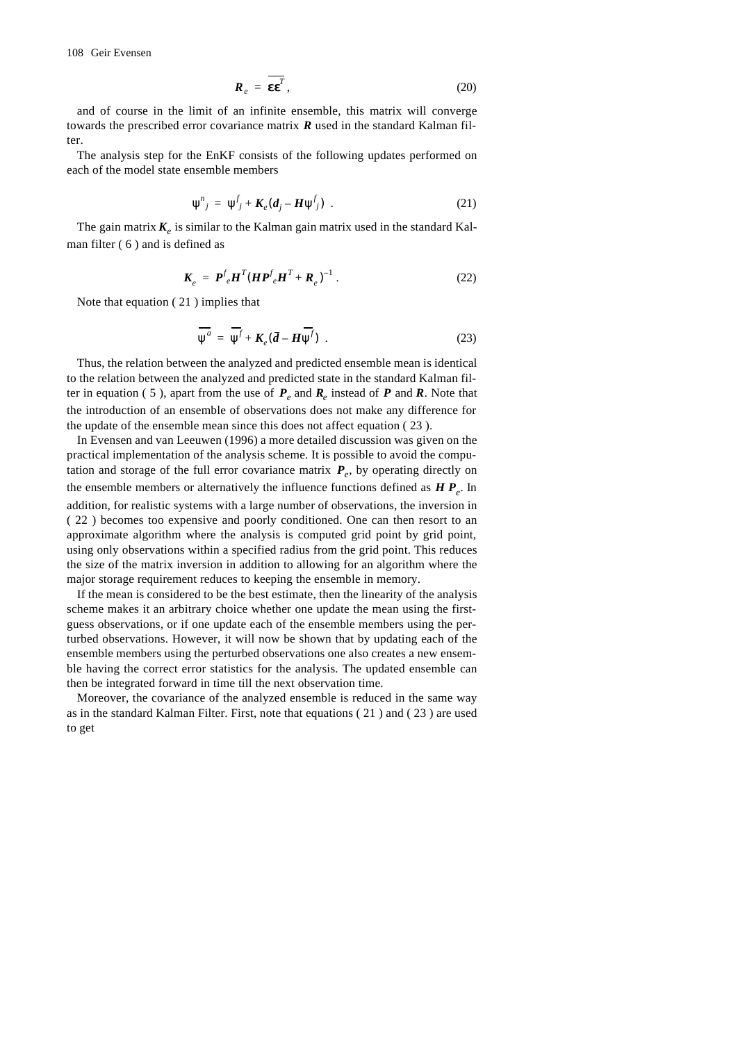$$\boldsymbol{R}_e = \overline{\boldsymbol{\varepsilon}\boldsymbol{\varepsilon}^T}, \tag{20}$$

and of course in the limit of an infinite ensemble, this matrix will converge towards the prescribed error covariance matrix $\boldsymbol{R}$ used in the standard Kalman filter.

The analysis step for the EnKF consists of the following updates performed on each of the model state ensemble members

$$\psi^n{}_j = \psi^f{}_j + \boldsymbol{K}_e(\boldsymbol{d}_j - \boldsymbol{H}\psi^f{}_j) \ . \tag{21}$$

The gain matrix $\boldsymbol{K}_e$ is similar to the Kalman gain matrix used in the standard Kalman filter ( 6 ) and is defined as

$$\boldsymbol{K}_e = \boldsymbol{P}^f{}_e\boldsymbol{H}^T(\boldsymbol{H}\boldsymbol{P}^f{}_e\boldsymbol{H}^T + \boldsymbol{R}_e)^{-1} \ . \tag{22}$$

Note that equation ( 21 ) implies that

$$\overline{\psi^a} = \overline{\psi^f} + \boldsymbol{K}_e(\bar{\boldsymbol{d}} - \boldsymbol{H}\overline{\psi^f}) \ . \tag{23}$$

Thus, the relation between the analyzed and predicted ensemble mean is identical to the relation between the analyzed and predicted state in the standard Kalman filter in equation ( 5 ), apart from the use of $\boldsymbol{P}_e$ and $\boldsymbol{R}_e$ instead of $\boldsymbol{P}$ and $\boldsymbol{R}$. Note that the introduction of an ensemble of observations does not make any difference for the update of the ensemble mean since this does not affect equation ( 23 ).

In Evensen and van Leeuwen (1996) a more detailed discussion was given on the practical implementation of the analysis scheme. It is possible to avoid the computation and storage of the full error covariance matrix $\boldsymbol{P}_e$, by operating directly on the ensemble members or alternatively the influence functions defined as $\boldsymbol{H}\,\boldsymbol{P}_e$. In addition, for realistic systems with a large number of observations, the inversion in ( 22 ) becomes too expensive and poorly conditioned. One can then resort to an approximate algorithm where the analysis is computed grid point by grid point, using only observations within a specified radius from the grid point. This reduces the size of the matrix inversion in addition to allowing for an algorithm where the major storage requirement reduces to keeping the ensemble in memory.

If the mean is considered to be the best estimate, then the linearity of the analysis scheme makes it an arbitrary choice whether one update the mean using the first-guess observations, or if one update each of the ensemble members using the perturbed observations. However, it will now be shown that by updating each of the ensemble members using the perturbed observations one also creates a new ensemble having the correct error statistics for the analysis. The updated ensemble can then be integrated forward in time till the next observation time.

Moreover, the covariance of the analyzed ensemble is reduced in the same way as in the standard Kalman Filter. First, note that equations ( 21 ) and ( 23 ) are used to get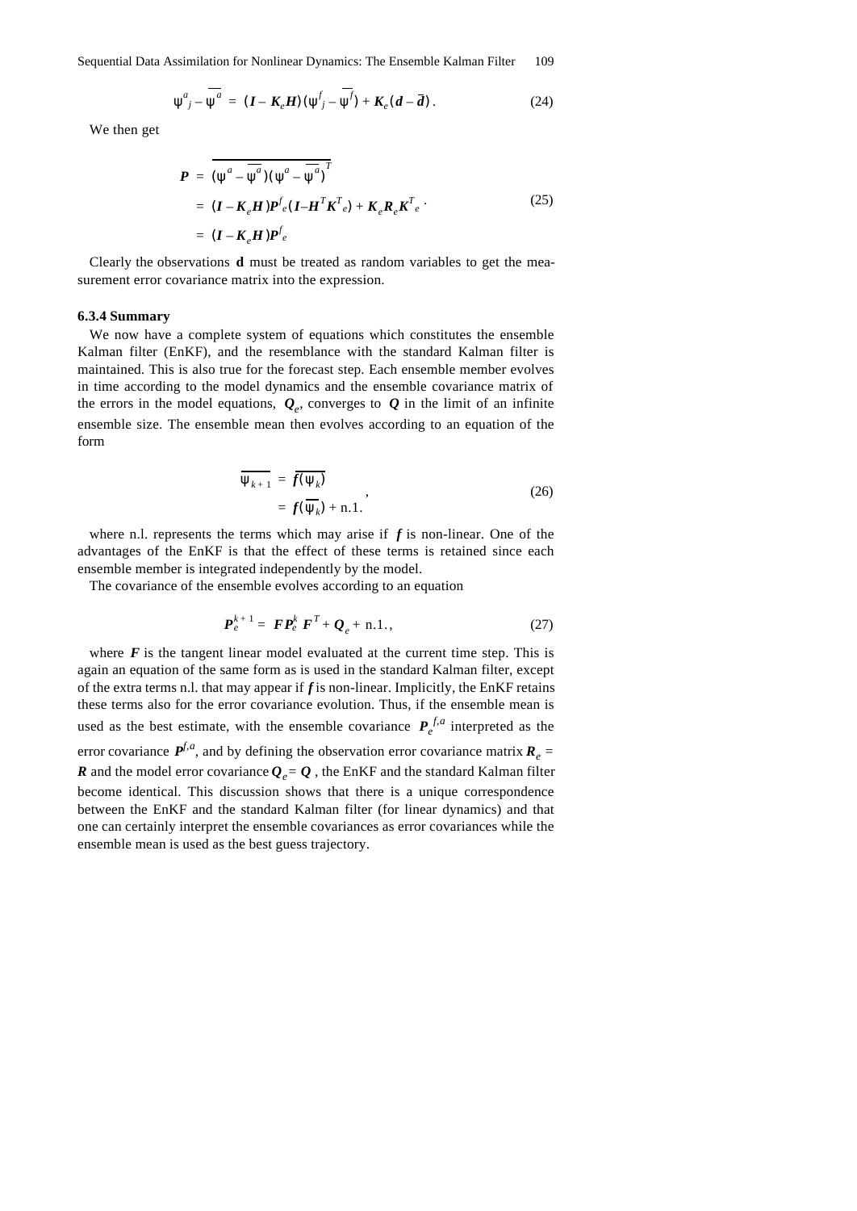$$\psi^a_j - \overline{\psi^a} = (\boldsymbol{I} - \boldsymbol{K}_e\boldsymbol{H})(\psi^f_j - \overline{\psi^f}) + \boldsymbol{K}_e(\boldsymbol{d} - \overline{\boldsymbol{d}}). \tag{24}$$

We then get

$$\begin{aligned}
\boldsymbol{P} &= \overline{(\psi^a - \overline{\psi^a})(\psi^a - \overline{\psi^a})^T} \\
&= (\boldsymbol{I} - \boldsymbol{K}_e\boldsymbol{H})\boldsymbol{P}^f_e(\boldsymbol{I} - \boldsymbol{H}^T\boldsymbol{K}^T_e) + \boldsymbol{K}_e\boldsymbol{R}_e\boldsymbol{K}^T_e \cdot \\
&= (\boldsymbol{I} - \boldsymbol{K}_e\boldsymbol{H})\boldsymbol{P}^f_e
\end{aligned} \tag{25}$$

Clearly the observations **d** must be treated as random variables to get the measurement error covariance matrix into the expression.

### 6.3.4 Summary

We now have a complete system of equations which constitutes the ensemble Kalman filter (EnKF), and the resemblance with the standard Kalman filter is maintained. This is also true for the forecast step. Each ensemble member evolves in time according to the model dynamics and the ensemble covariance matrix of the errors in the model equations, $\boldsymbol{Q}_e$, converges to $\boldsymbol{Q}$ in the limit of an infinite ensemble size. The ensemble mean then evolves according to an equation of the form

$$\begin{aligned}
\overline{\psi_{k+1}} &= \overline{\boldsymbol{f}(\psi_k)} \\
&= \boldsymbol{f}(\overline{\psi_k}) + \text{n.l.}
\end{aligned}, \tag{26}$$

where n.l. represents the terms which may arise if $\boldsymbol{f}$ is non-linear. One of the advantages of the EnKF is that the effect of these terms is retained since each ensemble member is integrated independently by the model.

The covariance of the ensemble evolves according to an equation

$$\boldsymbol{P}^{k+1}_e = \boldsymbol{F}\boldsymbol{P}^k_e\boldsymbol{F}^T + \boldsymbol{Q}_e + \text{n.1.}, \tag{27}$$

where $\boldsymbol{F}$ is the tangent linear model evaluated at the current time step. This is again an equation of the same form as is used in the standard Kalman filter, except of the extra terms n.l. that may appear if $\boldsymbol{f}$ is non-linear. Implicitly, the EnKF retains these terms also for the error covariance evolution. Thus, if the ensemble mean is used as the best estimate, with the ensemble covariance $\boldsymbol{P}_e^{f,a}$ interpreted as the error covariance $\boldsymbol{P}^{f,a}$, and by defining the observation error covariance matrix $\boldsymbol{R}_e = \boldsymbol{R}$ and the model error covariance $\boldsymbol{Q}_e = \boldsymbol{Q}$, the EnKF and the standard Kalman filter become identical. This discussion shows that there is a unique correspondence between the EnKF and the standard Kalman filter (for linear dynamics) and that one can certainly interpret the ensemble covariances as error covariances while the ensemble mean is used as the best guess trajectory.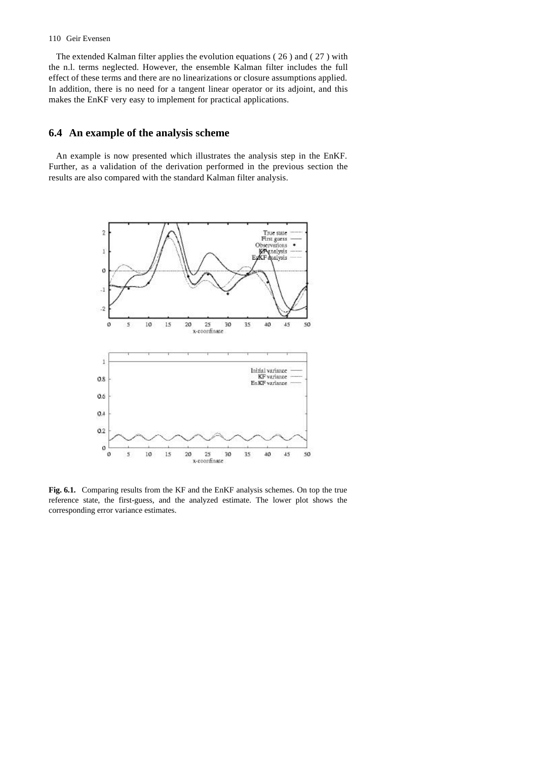The extended Kalman filter applies the evolution equations ( 26 ) and ( 27 ) with the n.l. terms neglected. However, the ensemble Kalman filter includes the full effect of these terms and there are no linearizations or closure assumptions applied. In addition, there is no need for a tangent linear operator or its adjoint, and this makes the EnKF very easy to implement for practical applications.

## 6.4 An example of the analysis scheme

An example is now presented which illustrates the analysis step in the EnKF. Further, as a validation of the derivation performed in the previous section the results are also compared with the standard Kalman filter analysis.

**Fig. 6.1.** Comparing results from the KF and the EnKF analysis schemes. On top the true reference state, the first-guess, and the analyzed estimate. The lower plot shows the corresponding error variance estimates.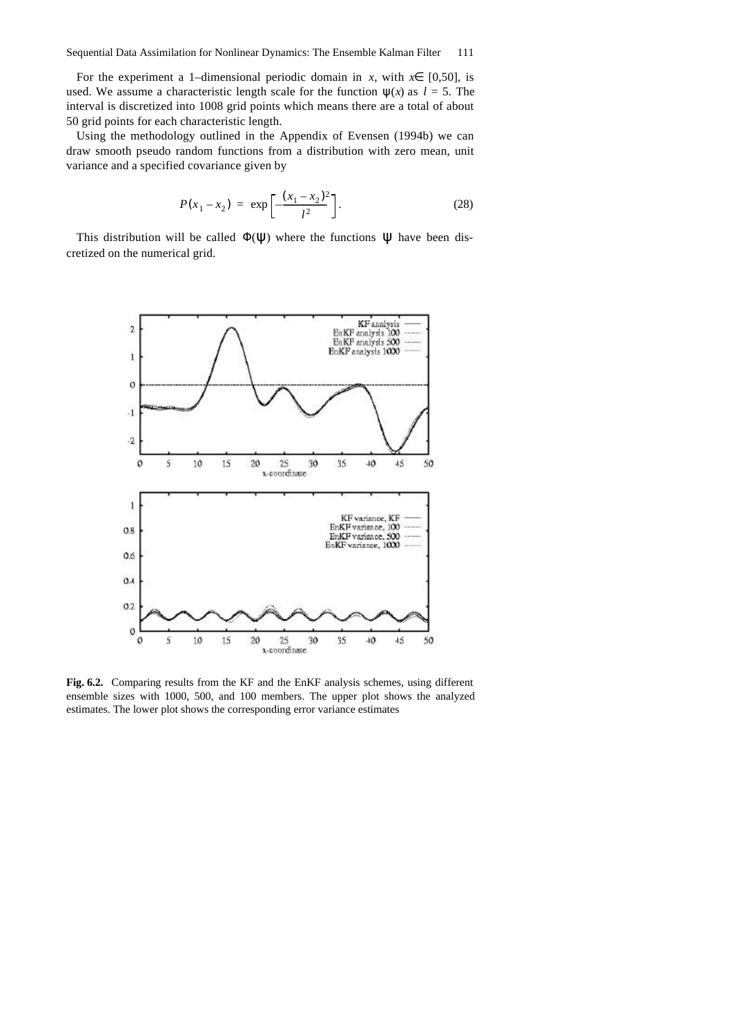For the experiment a 1–dimensional periodic domain in $x$, with $x \in [0,50]$, is used. We assume a characteristic length scale for the function $\psi(x)$ as $l = 5$. The interval is discretized into 1008 grid points which means there are a total of about 50 grid points for each characteristic length.

Using the methodology outlined in the Appendix of Evensen (1994b) we can draw smooth pseudo random functions from a distribution with zero mean, unit variance and a specified covariance given by

$$P(x_1 - x_2) = \exp\left[-\frac{(x_1 - x_2)^2}{l^2}\right]. \tag{28}$$

This distribution will be called $\Phi(\psi)$ where the functions $\psi$ have been discretized on the numerical grid.

**Fig. 6.2.** Comparing results from the KF and the EnKF analysis schemes, using different ensemble sizes with 1000, 500, and 100 members. The upper plot shows the analyzed estimates. The lower plot shows the corresponding error variance estimates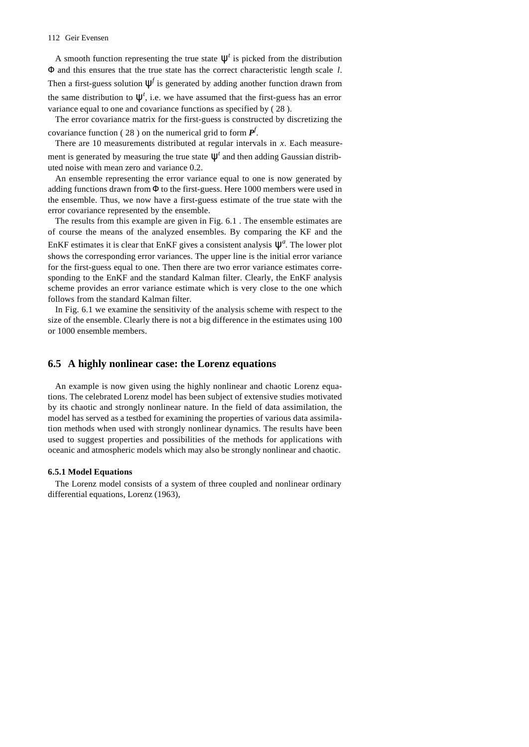A smooth function representing the true state $\psi^t$ is picked from the distribution $\Phi$ and this ensures that the true state has the correct characteristic length scale $l$. Then a first-guess solution $\psi^f$ is generated by adding another function drawn from the same distribution to $\psi^t$, i.e. we have assumed that the first-guess has an error variance equal to one and covariance functions as specified by ( 28 ).

The error covariance matrix for the first-guess is constructed by discretizing the covariance function ( 28 ) on the numerical grid to form $\boldsymbol{P}^f$.

There are 10 measurements distributed at regular intervals in $x$. Each measurement is generated by measuring the true state $\psi^t$ and then adding Gaussian distributed noise with mean zero and variance 0.2.

An ensemble representing the error variance equal to one is now generated by adding functions drawn from $\Phi$ to the first-guess. Here 1000 members were used in the ensemble. Thus, we now have a first-guess estimate of the true state with the error covariance represented by the ensemble.

The results from this example are given in Fig. 6.1 . The ensemble estimates are of course the means of the analyzed ensembles. By comparing the KF and the EnKF estimates it is clear that EnKF gives a consistent analysis $\psi^a$. The lower plot shows the corresponding error variances. The upper line is the initial error variance for the first-guess equal to one. Then there are two error variance estimates corresponding to the EnKF and the standard Kalman filter. Clearly, the EnKF analysis scheme provides an error variance estimate which is very close to the one which follows from the standard Kalman filter.

In Fig. 6.1 we examine the sensitivity of the analysis scheme with respect to the size of the ensemble. Clearly there is not a big difference in the estimates using 100 or 1000 ensemble members.

## 6.5 A highly nonlinear case: the Lorenz equations

An example is now given using the highly nonlinear and chaotic Lorenz equations. The celebrated Lorenz model has been subject of extensive studies motivated by its chaotic and strongly nonlinear nature. In the field of data assimilation, the model has served as a testbed for examining the properties of various data assimilation methods when used with strongly nonlinear dynamics. The results have been used to suggest properties and possibilities of the methods for applications with oceanic and atmospheric models which may also be strongly nonlinear and chaotic.

### 6.5.1 Model Equations

The Lorenz model consists of a system of three coupled and nonlinear ordinary differential equations, Lorenz (1963),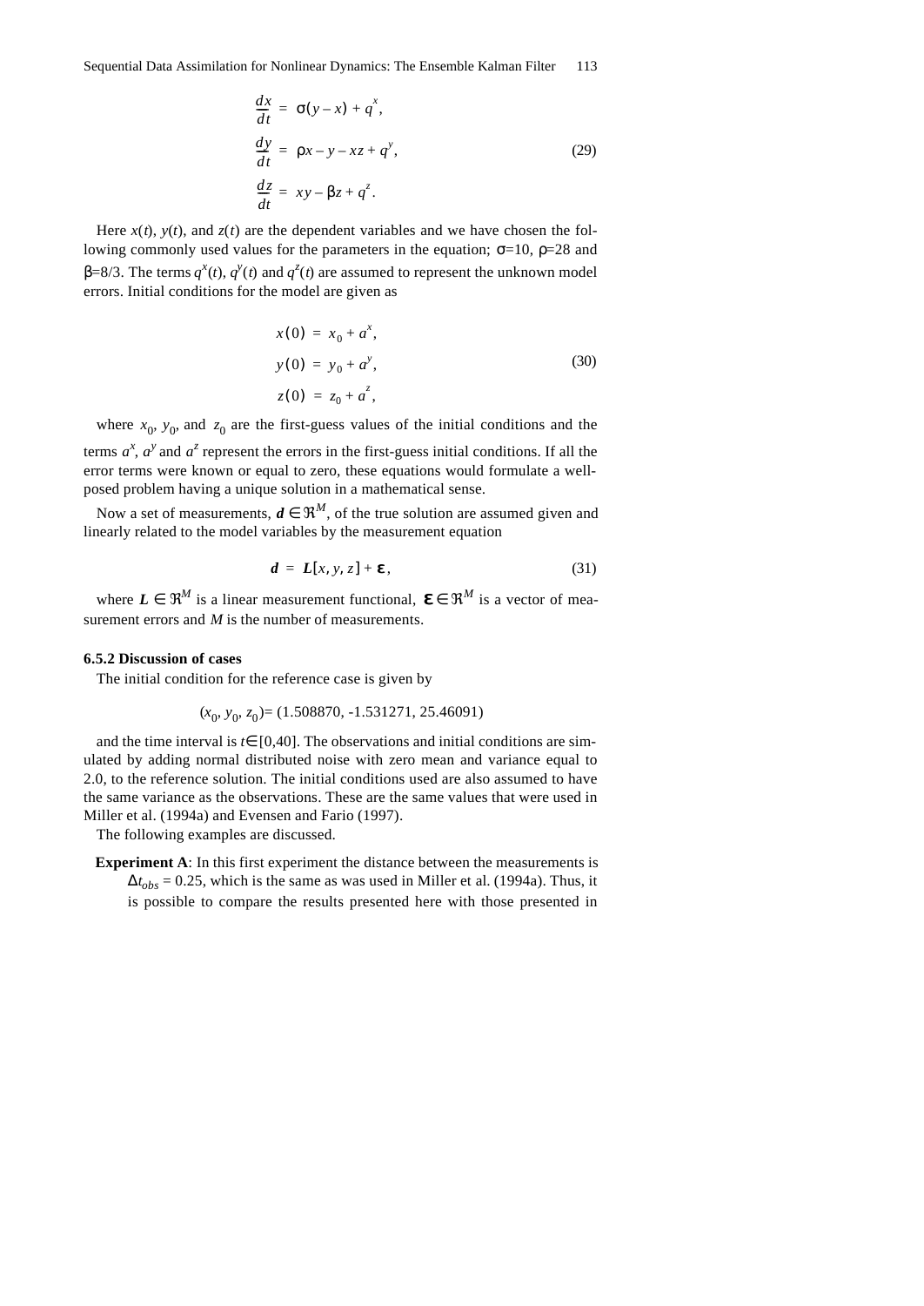$$\frac{dx}{dt} = \sigma(y - x) + q^x,$$
$$\frac{dy}{dt} = \rho x - y - xz + q^y, \tag{29}$$
$$\frac{dz}{dt} = xy - \beta z + q^z.$$

Here $x(t)$, $y(t)$, and $z(t)$ are the dependent variables and we have chosen the following commonly used values for the parameters in the equation; $\sigma$=10, $\rho$=28 and $\beta$=8/3. The terms $q^x(t)$, $q^y(t)$ and $q^z(t)$ are assumed to represent the unknown model errors. Initial conditions for the model are given as

$$x(0) = x_0 + a^x,$$
$$y(0) = y_0 + a^y, \tag{30}$$
$$z(0) = z_0 + a^z,$$

where $x_0$, $y_0$, and $z_0$ are the first-guess values of the initial conditions and the terms $a^x$, $a^y$ and $a^z$ represent the errors in the first-guess initial conditions. If all the error terms were known or equal to zero, these equations would formulate a well-posed problem having a unique solution in a mathematical sense.

Now a set of measurements, $\boldsymbol{d} \in \Re^M$, of the true solution are assumed given and linearly related to the model variables by the measurement equation

$$\boldsymbol{d} = \boldsymbol{L}[x, y, z] + \boldsymbol{\varepsilon}, \tag{31}$$

where $\boldsymbol{L} \in \Re^M$ is a linear measurement functional, $\boldsymbol{\varepsilon} \in \Re^M$ is a vector of measurement errors and $M$ is the number of measurements.

### 6.5.2 Discussion of cases

The initial condition for the reference case is given by

$$(x_0, y_0, z_0) = (1.508870, -1.531271, 25.46091)$$

and the time interval is $t \in [0,40]$. The observations and initial conditions are simulated by adding normal distributed noise with zero mean and variance equal to 2.0, to the reference solution. The initial conditions used are also assumed to have the same variance as the observations. These are the same values that were used in Miller et al. (1994a) and Evensen and Fario (1997).

The following examples are discussed.

**Experiment A**: In this first experiment the distance between the measurements is $\Delta t_{obs} = 0.25$, which is the same as was used in Miller et al. (1994a). Thus, it is possible to compare the results presented here with those presented in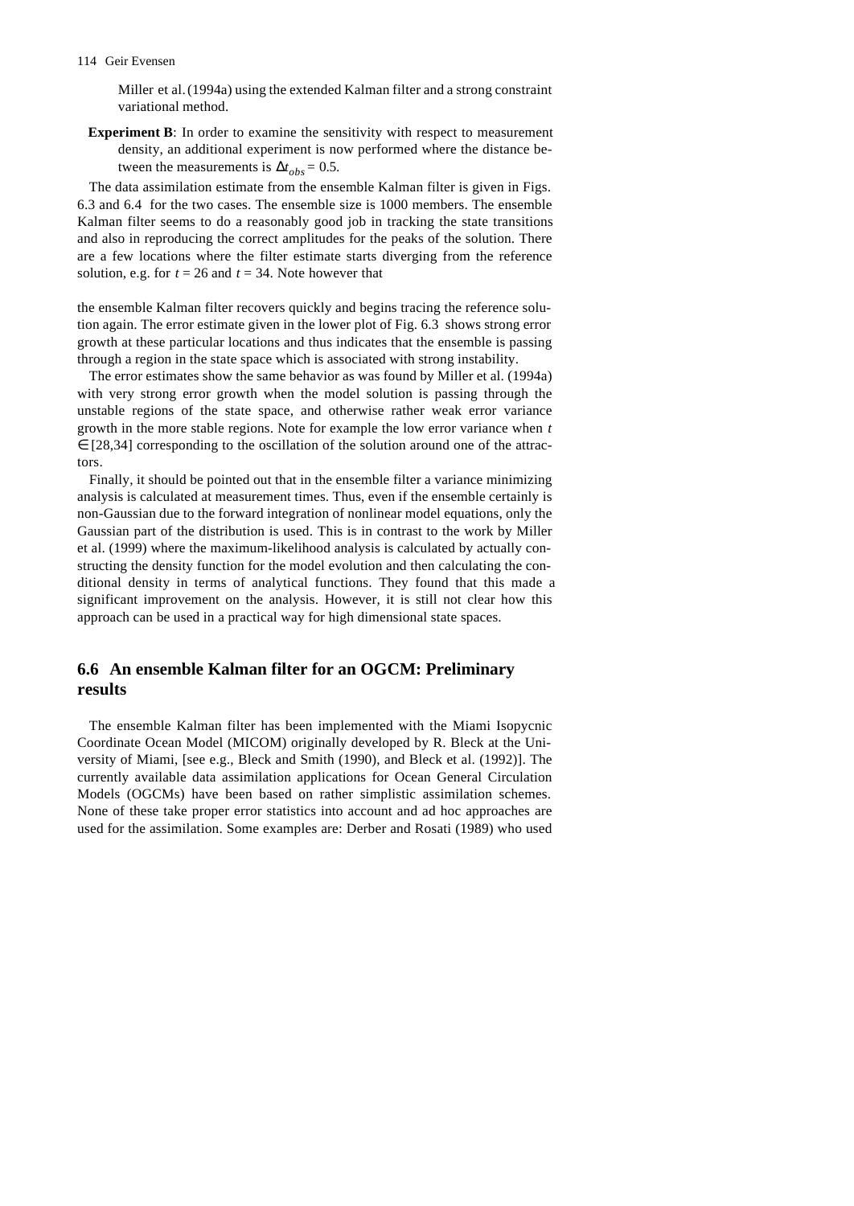Miller et al. (1994a) using the extended Kalman filter and a strong constraint variational method.

**Experiment B**: In order to examine the sensitivity with respect to measurement density, an additional experiment is now performed where the distance between the measurements is $\Delta t_{obs} = 0.5$.

The data assimilation estimate from the ensemble Kalman filter is given in Figs. 6.3 and 6.4 for the two cases. The ensemble size is 1000 members. The ensemble Kalman filter seems to do a reasonably good job in tracking the state transitions and also in reproducing the correct amplitudes for the peaks of the solution. There are a few locations where the filter estimate starts diverging from the reference solution, e.g. for $t = 26$ and $t = 34$. Note however that

the ensemble Kalman filter recovers quickly and begins tracing the reference solution again. The error estimate given in the lower plot of Fig. 6.3 shows strong error growth at these particular locations and thus indicates that the ensemble is passing through a region in the state space which is associated with strong instability.

The error estimates show the same behavior as was found by Miller et al. (1994a) with very strong error growth when the model solution is passing through the unstable regions of the state space, and otherwise rather weak error variance growth in the more stable regions. Note for example the low error variance when $t \in [28,34]$ corresponding to the oscillation of the solution around one of the attractors.

Finally, it should be pointed out that in the ensemble filter a variance minimizing analysis is calculated at measurement times. Thus, even if the ensemble certainly is non-Gaussian due to the forward integration of nonlinear model equations, only the Gaussian part of the distribution is used. This is in contrast to the work by Miller et al. (1999) where the maximum-likelihood analysis is calculated by actually constructing the density function for the model evolution and then calculating the conditional density in terms of analytical functions. They found that this made a significant improvement on the analysis. However, it is still not clear how this approach can be used in a practical way for high dimensional state spaces.

## 6.6 An ensemble Kalman filter for an OGCM: Preliminary results

The ensemble Kalman filter has been implemented with the Miami Isopycnic Coordinate Ocean Model (MICOM) originally developed by R. Bleck at the University of Miami, [see e.g., Bleck and Smith (1990), and Bleck et al. (1992)]. The currently available data assimilation applications for Ocean General Circulation Models (OGCMs) have been based on rather simplistic assimilation schemes. None of these take proper error statistics into account and ad hoc approaches are used for the assimilation. Some examples are: Derber and Rosati (1989) who used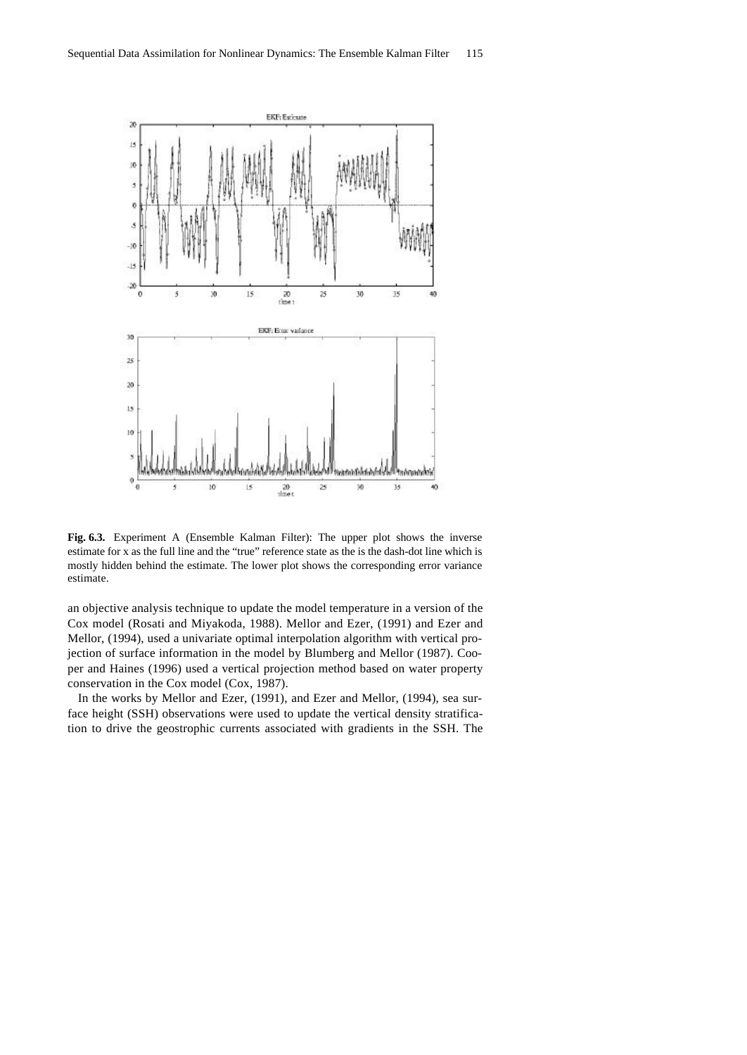**Fig. 6.3.** Experiment A (Ensemble Kalman Filter): The upper plot shows the inverse estimate for x as the full line and the "true" reference state as the is the dash-dot line which is mostly hidden behind the estimate. The lower plot shows the corresponding error variance estimate.

an objective analysis technique to update the model temperature in a version of the Cox model (Rosati and Miyakoda, 1988). Mellor and Ezer, (1991) and Ezer and Mellor, (1994), used a univariate optimal interpolation algorithm with vertical projection of surface information in the model by Blumberg and Mellor (1987). Cooper and Haines (1996) used a vertical projection method based on water property conservation in the Cox model (Cox, 1987).

In the works by Mellor and Ezer, (1991), and Ezer and Mellor, (1994), sea surface height (SSH) observations were used to update the vertical density stratification to drive the geostrophic currents associated with gradients in the SSH. The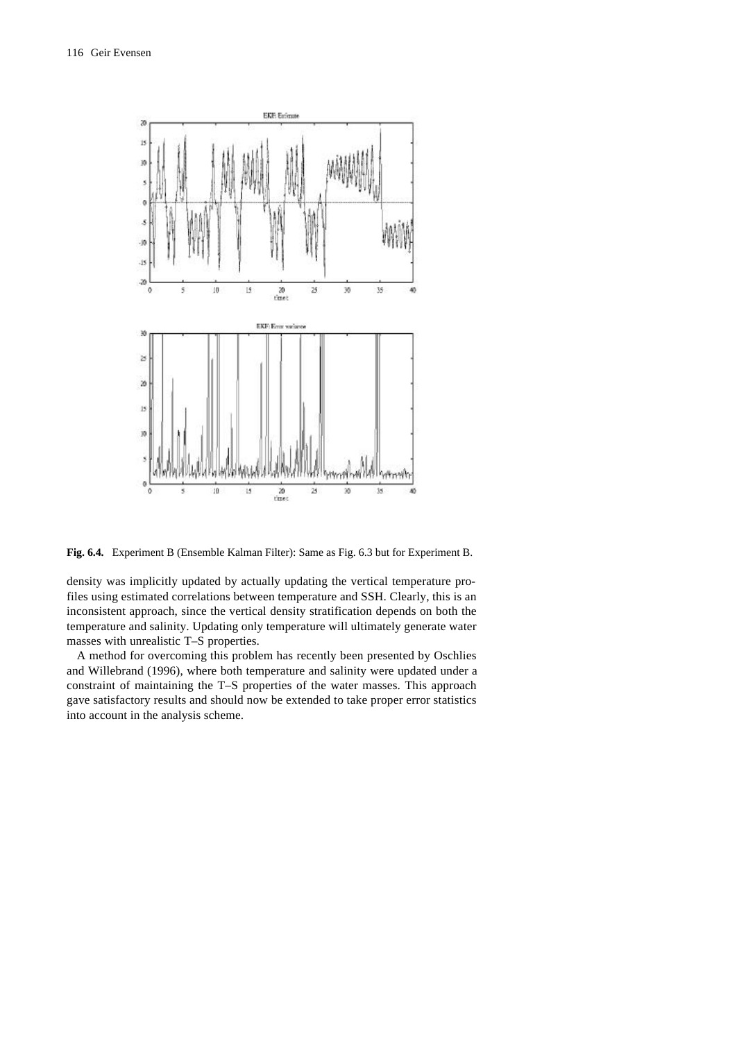**Fig. 6.4.** Experiment B (Ensemble Kalman Filter): Same as Fig. 6.3 but for Experiment B.

density was implicitly updated by actually updating the vertical temperature profiles using estimated correlations between temperature and SSH. Clearly, this is an inconsistent approach, since the vertical density stratification depends on both the temperature and salinity. Updating only temperature will ultimately generate water masses with unrealistic T–S properties.

A method for overcoming this problem has recently been presented by Oschlies and Willebrand (1996), where both temperature and salinity were updated under a constraint of maintaining the T–S properties of the water masses. This approach gave satisfactory results and should now be extended to take proper error statistics into account in the analysis scheme.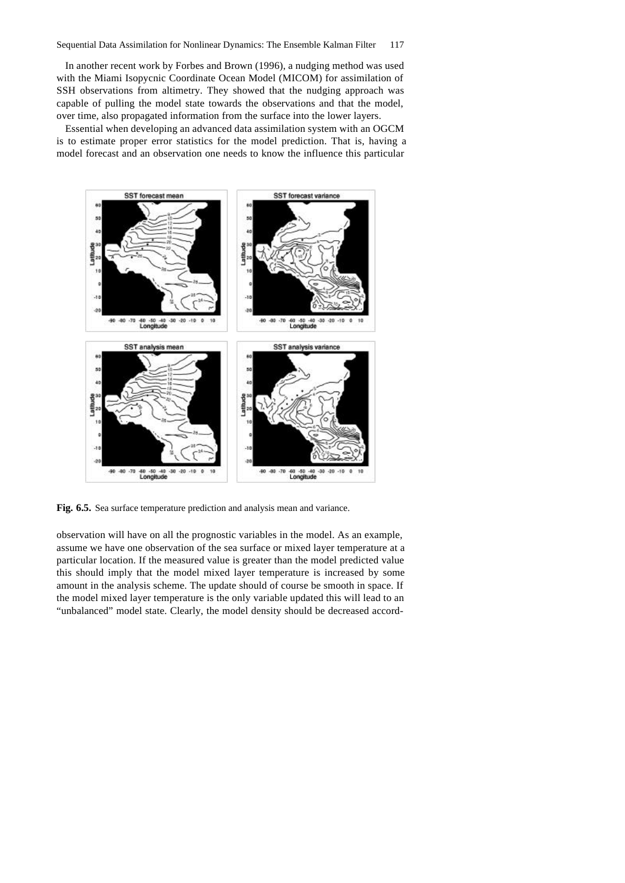In another recent work by Forbes and Brown (1996), a nudging method was used with the Miami Isopycnic Coordinate Ocean Model (MICOM) for assimilation of SSH observations from altimetry. They showed that the nudging approach was capable of pulling the model state towards the observations and that the model, over time, also propagated information from the surface into the lower layers.

Essential when developing an advanced data assimilation system with an OGCM is to estimate proper error statistics for the model prediction. That is, having a model forecast and an observation one needs to know the influence this particular

**Fig. 6.5.** Sea surface temperature prediction and analysis mean and variance.

observation will have on all the prognostic variables in the model. As an example, assume we have one observation of the sea surface or mixed layer temperature at a particular location. If the measured value is greater than the model predicted value this should imply that the model mixed layer temperature is increased by some amount in the analysis scheme. The update should of course be smooth in space. If the model mixed layer temperature is the only variable updated this will lead to an "unbalanced" model state. Clearly, the model density should be decreased accord-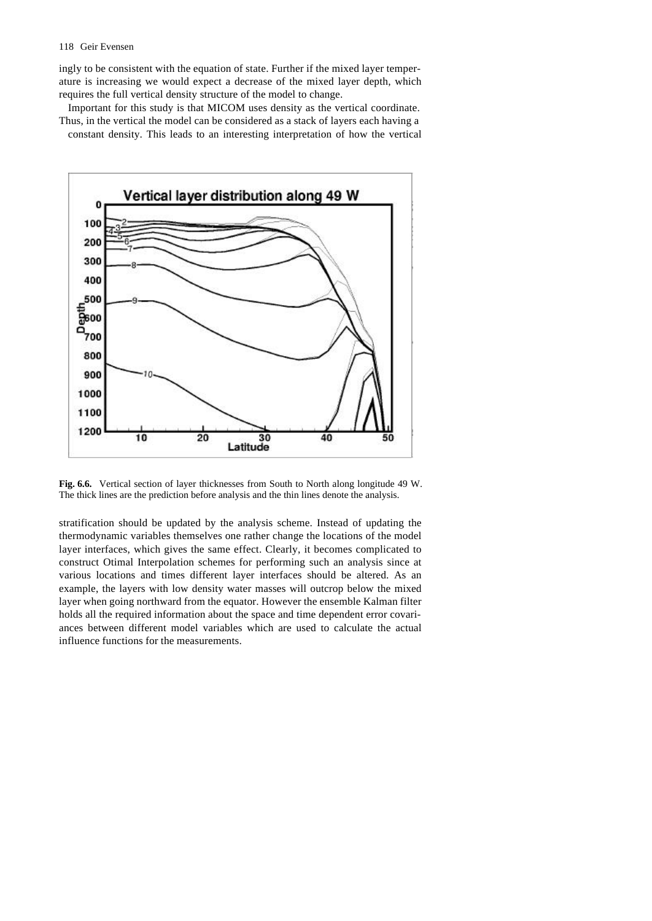ingly to be consistent with the equation of state. Further if the mixed layer temperature is increasing we would expect a decrease of the mixed layer depth, which requires the full vertical density structure of the model to change.

Important for this study is that MICOM uses density as the vertical coordinate. Thus, in the vertical the model can be considered as a stack of layers each having a constant density. This leads to an interesting interpretation of how the vertical

**Fig. 6.6.** Vertical section of layer thicknesses from South to North along longitude 49 W. The thick lines are the prediction before analysis and the thin lines denote the analysis.

stratification should be updated by the analysis scheme. Instead of updating the thermodynamic variables themselves one rather change the locations of the model layer interfaces, which gives the same effect. Clearly, it becomes complicated to construct Otimal Interpolation schemes for performing such an analysis since at various locations and times different layer interfaces should be altered. As an example, the layers with low density water masses will outcrop below the mixed layer when going northward from the equator. However the ensemble Kalman filter holds all the required information about the space and time dependent error covariances between different model variables which are used to calculate the actual influence functions for the measurements.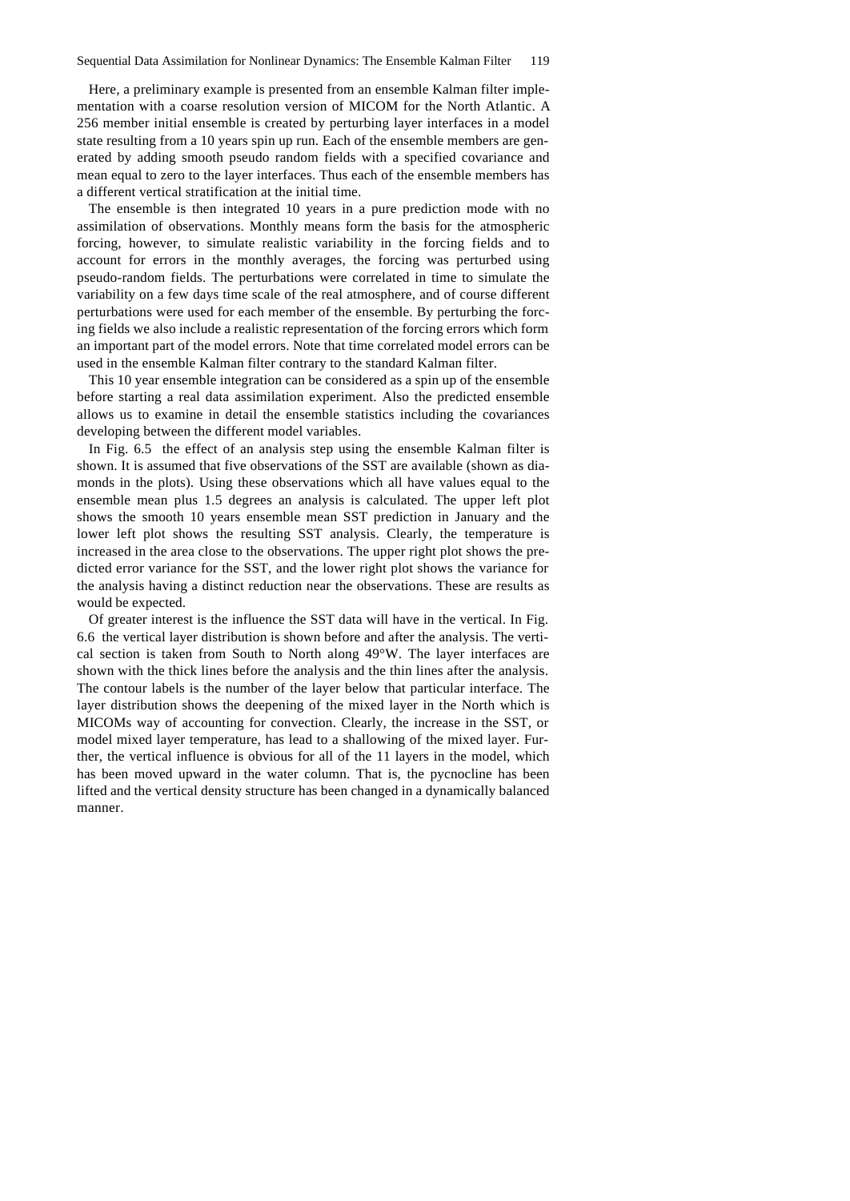Here, a preliminary example is presented from an ensemble Kalman filter implementation with a coarse resolution version of MICOM for the North Atlantic. A 256 member initial ensemble is created by perturbing layer interfaces in a model state resulting from a 10 years spin up run. Each of the ensemble members are generated by adding smooth pseudo random fields with a specified covariance and mean equal to zero to the layer interfaces. Thus each of the ensemble members has a different vertical stratification at the initial time.

The ensemble is then integrated 10 years in a pure prediction mode with no assimilation of observations. Monthly means form the basis for the atmospheric forcing, however, to simulate realistic variability in the forcing fields and to account for errors in the monthly averages, the forcing was perturbed using pseudo-random fields. The perturbations were correlated in time to simulate the variability on a few days time scale of the real atmosphere, and of course different perturbations were used for each member of the ensemble. By perturbing the forcing fields we also include a realistic representation of the forcing errors which form an important part of the model errors. Note that time correlated model errors can be used in the ensemble Kalman filter contrary to the standard Kalman filter.

This 10 year ensemble integration can be considered as a spin up of the ensemble before starting a real data assimilation experiment. Also the predicted ensemble allows us to examine in detail the ensemble statistics including the covariances developing between the different model variables.

In Fig. 6.5 the effect of an analysis step using the ensemble Kalman filter is shown. It is assumed that five observations of the SST are available (shown as diamonds in the plots). Using these observations which all have values equal to the ensemble mean plus 1.5 degrees an analysis is calculated. The upper left plot shows the smooth 10 years ensemble mean SST prediction in January and the lower left plot shows the resulting SST analysis. Clearly, the temperature is increased in the area close to the observations. The upper right plot shows the predicted error variance for the SST, and the lower right plot shows the variance for the analysis having a distinct reduction near the observations. These are results as would be expected.

Of greater interest is the influence the SST data will have in the vertical. In Fig. 6.6 the vertical layer distribution is shown before and after the analysis. The vertical section is taken from South to North along 49°W. The layer interfaces are shown with the thick lines before the analysis and the thin lines after the analysis. The contour labels is the number of the layer below that particular interface. The layer distribution shows the deepening of the mixed layer in the North which is MICOMs way of accounting for convection. Clearly, the increase in the SST, or model mixed layer temperature, has lead to a shallowing of the mixed layer. Further, the vertical influence is obvious for all of the 11 layers in the model, which has been moved upward in the water column. That is, the pycnocline has been lifted and the vertical density structure has been changed in a dynamically balanced manner.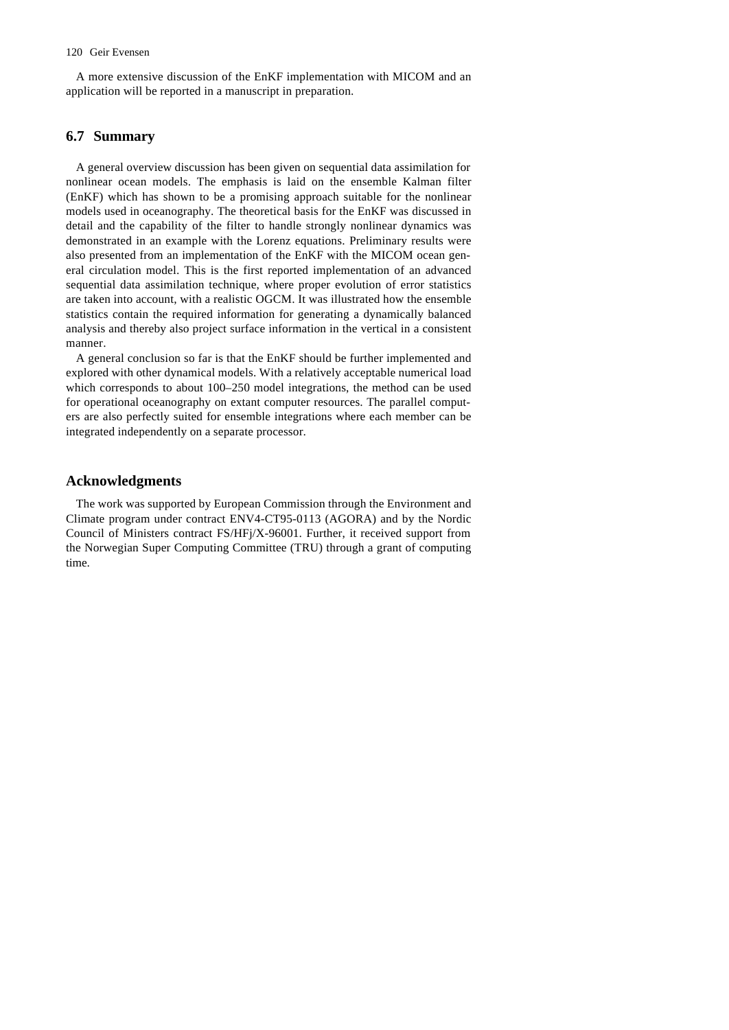A more extensive discussion of the EnKF implementation with MICOM and an application will be reported in a manuscript in preparation.

## 6.7 Summary

A general overview discussion has been given on sequential data assimilation for nonlinear ocean models. The emphasis is laid on the ensemble Kalman filter (EnKF) which has shown to be a promising approach suitable for the nonlinear models used in oceanography. The theoretical basis for the EnKF was discussed in detail and the capability of the filter to handle strongly nonlinear dynamics was demonstrated in an example with the Lorenz equations. Preliminary results were also presented from an implementation of the EnKF with the MICOM ocean general circulation model. This is the first reported implementation of an advanced sequential data assimilation technique, where proper evolution of error statistics are taken into account, with a realistic OGCM. It was illustrated how the ensemble statistics contain the required information for generating a dynamically balanced analysis and thereby also project surface information in the vertical in a consistent manner.

A general conclusion so far is that the EnKF should be further implemented and explored with other dynamical models. With a relatively acceptable numerical load which corresponds to about 100–250 model integrations, the method can be used for operational oceanography on extant computer resources. The parallel computers are also perfectly suited for ensemble integrations where each member can be integrated independently on a separate processor.

## Acknowledgments

The work was supported by European Commission through the Environment and Climate program under contract ENV4-CT95-0113 (AGORA) and by the Nordic Council of Ministers contract FS/HFj/X-96001. Further, it received support from the Norwegian Super Computing Committee (TRU) through a grant of computing time.